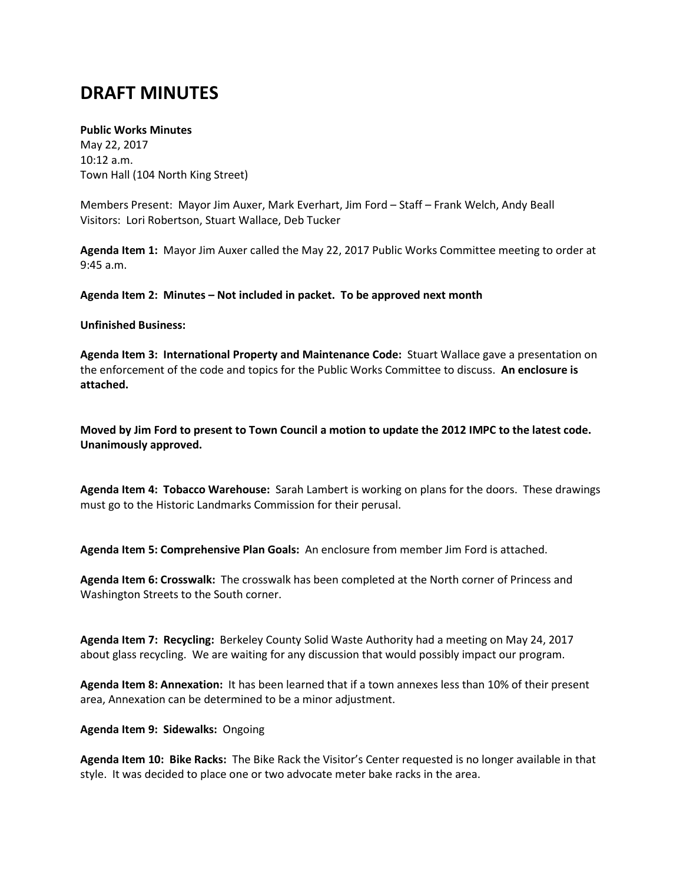# DRAFT MINUTES

**Public Works Minutes**
May 22, 2017
10:12 a.m.
Town Hall (104 North King Street)

Members Present: Mayor Jim Auxer, Mark Everhart, Jim Ford – Staff – Frank Welch, Andy Beall
Visitors: Lori Robertson, Stuart Wallace, Deb Tucker

**Agenda Item 1:** Mayor Jim Auxer called the May 22, 2017 Public Works Committee meeting to order at 9:45 a.m.

**Agenda Item 2: Minutes – Not included in packet. To be approved next month**

**Unfinished Business:**

**Agenda Item 3: International Property and Maintenance Code:** Stuart Wallace gave a presentation on the enforcement of the code and topics for the Public Works Committee to discuss. **An enclosure is attached.**

**Moved by Jim Ford to present to Town Council a motion to update the 2012 IMPC to the latest code. Unanimously approved.**

**Agenda Item 4: Tobacco Warehouse:** Sarah Lambert is working on plans for the doors. These drawings must go to the Historic Landmarks Commission for their perusal.

**Agenda Item 5: Comprehensive Plan Goals:** An enclosure from member Jim Ford is attached.

**Agenda Item 6: Crosswalk:** The crosswalk has been completed at the North corner of Princess and Washington Streets to the South corner.

**Agenda Item 7: Recycling:** Berkeley County Solid Waste Authority had a meeting on May 24, 2017 about glass recycling. We are waiting for any discussion that would possibly impact our program.

**Agenda Item 8: Annexation:** It has been learned that if a town annexes less than 10% of their present area, Annexation can be determined to be a minor adjustment.

**Agenda Item 9: Sidewalks:** Ongoing

**Agenda Item 10: Bike Racks:** The Bike Rack the Visitor's Center requested is no longer available in that style. It was decided to place one or two advocate meter bake racks in the area.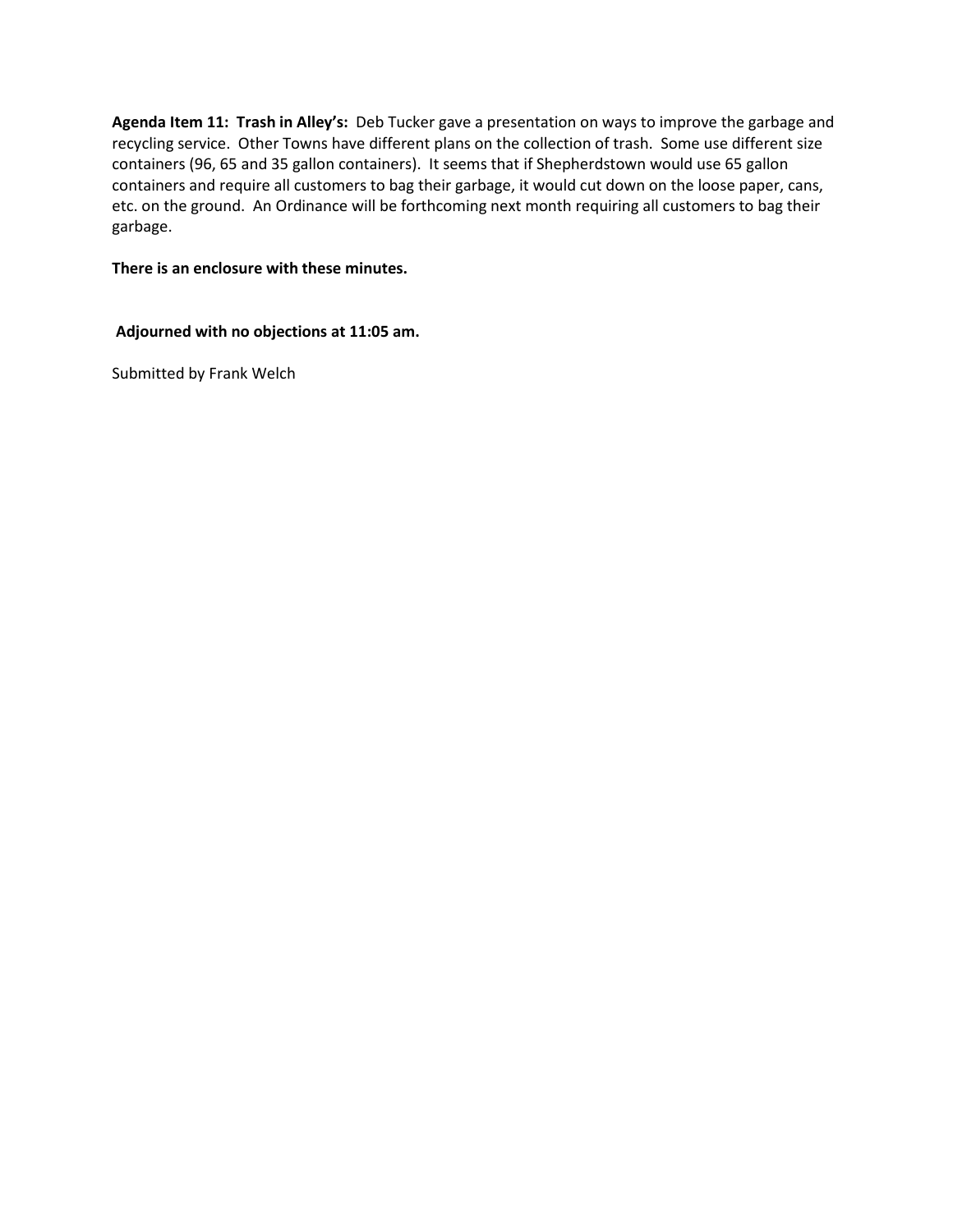**Agenda Item 11: Trash in Alley's:** Deb Tucker gave a presentation on ways to improve the garbage and recycling service. Other Towns have different plans on the collection of trash. Some use different size containers (96, 65 and 35 gallon containers). It seems that if Shepherdstown would use 65 gallon containers and require all customers to bag their garbage, it would cut down on the loose paper, cans, etc. on the ground. An Ordinance will be forthcoming next month requiring all customers to bag their garbage.

**There is an enclosure with these minutes.**

**Adjourned with no objections at 11:05 am.**

Submitted by Frank Welch